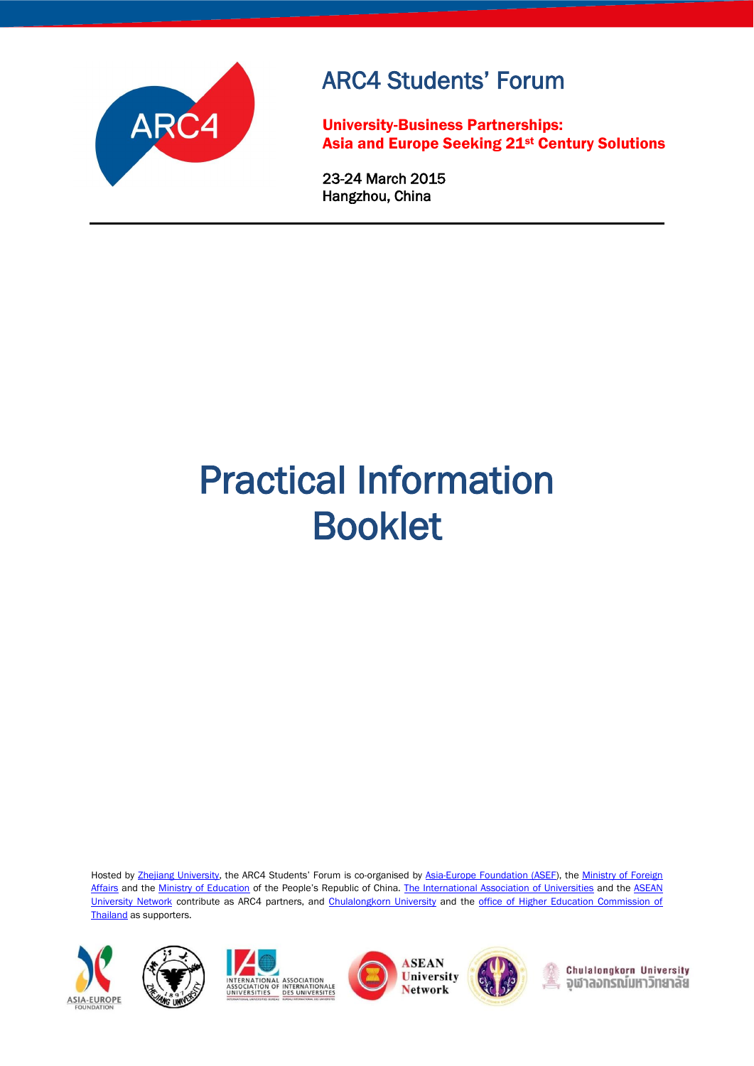# ARC4 Students' Forum

**University-Business Partnerships:
Asia and Europe Seeking 21st Century Solutions**

23-24 March 2015
Hangzhou, China

# Practical Information Booklet

Hosted by Zhejiang University, the ARC4 Students' Forum is co-organised by Asia-Europe Foundation (ASEF), the Ministry of Foreign Affairs and the Ministry of Education of the People's Republic of China. The International Association of Universities and the ASEAN University Network contribute as ARC4 partners, and Chulalongkorn University and the office of Higher Education Commission of Thailand as supporters.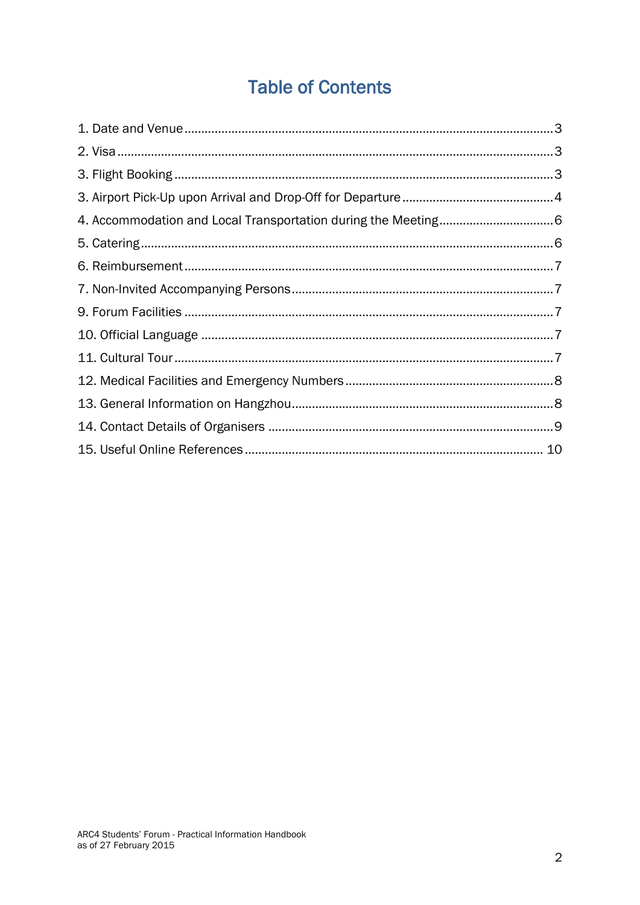# Table of Contents

1. Date and Venue ..... 3
2. Visa ..... 3
3. Flight Booking ..... 3
3. Airport Pick-Up upon Arrival and Drop-Off for Departure ..... 4
4. Accommodation and Local Transportation during the Meeting ..... 6
5. Catering ..... 6
6. Reimbursement ..... 7
7. Non-Invited Accompanying Persons ..... 7
9. Forum Facilities ..... 7
10. Official Language ..... 7
11. Cultural Tour ..... 7
12. Medical Facilities and Emergency Numbers ..... 8
13. General Information on Hangzhou ..... 8
14. Contact Details of Organisers ..... 9
15. Useful Online References ..... 10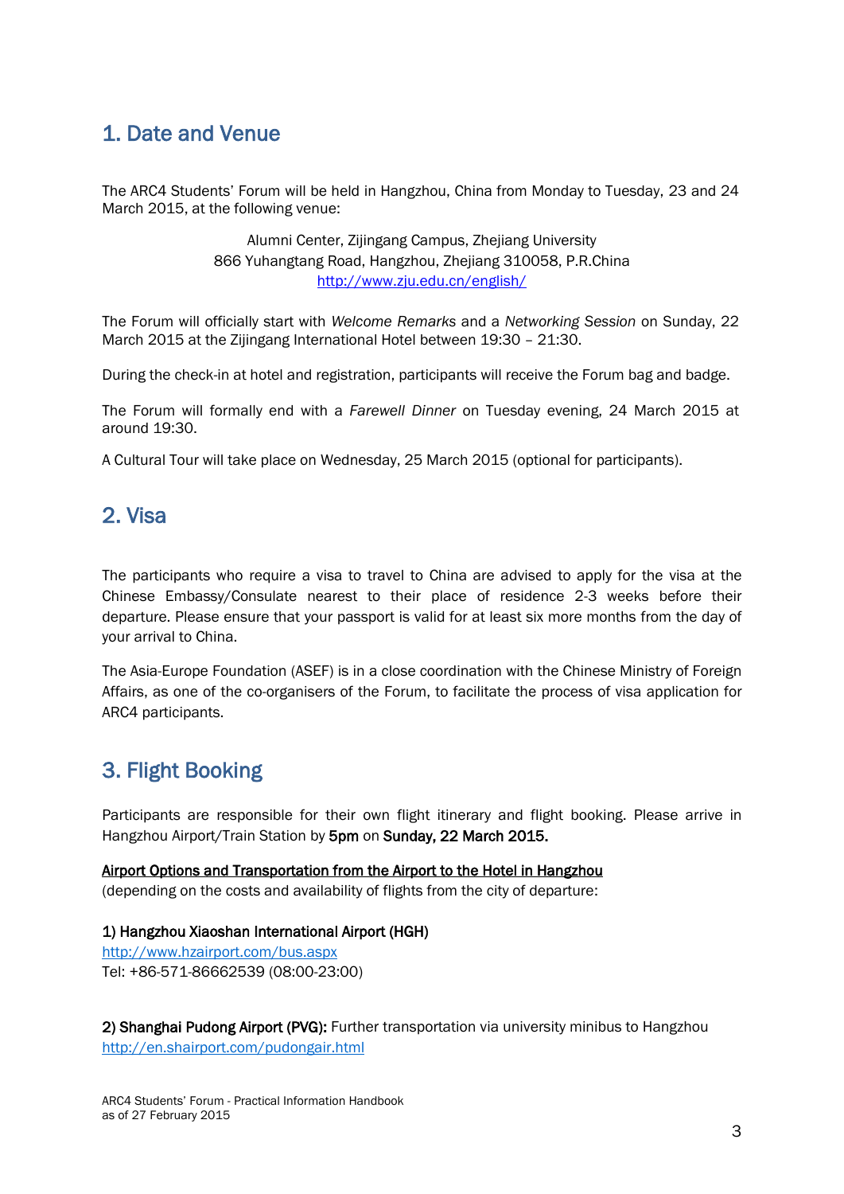## 1. Date and Venue

The ARC4 Students' Forum will be held in Hangzhou, China from Monday to Tuesday, 23 and 24 March 2015, at the following venue:

Alumni Center, Zijingang Campus, Zhejiang University
866 Yuhangtang Road, Hangzhou, Zhejiang 310058, P.R.China
http://www.zju.edu.cn/english/

The Forum will officially start with *Welcome Remarks* and a *Networking Session* on Sunday, 22 March 2015 at the Zijingang International Hotel between 19:30 – 21:30.

During the check-in at hotel and registration, participants will receive the Forum bag and badge.

The Forum will formally end with a *Farewell Dinner* on Tuesday evening, 24 March 2015 at around 19:30.

A Cultural Tour will take place on Wednesday, 25 March 2015 (optional for participants).

## 2. Visa

The participants who require a visa to travel to China are advised to apply for the visa at the Chinese Embassy/Consulate nearest to their place of residence 2-3 weeks before their departure. Please ensure that your passport is valid for at least six more months from the day of your arrival to China.

The Asia-Europe Foundation (ASEF) is in a close coordination with the Chinese Ministry of Foreign Affairs, as one of the co-organisers of the Forum, to facilitate the process of visa application for ARC4 participants.

## 3. Flight Booking

Participants are responsible for their own flight itinerary and flight booking. Please arrive in Hangzhou Airport/Train Station by **5pm** on **Sunday, 22 March 2015.**

**Airport Options and Transportation from the Airport to the Hotel in Hangzhou**
(depending on the costs and availability of flights from the city of departure:

**1) Hangzhou Xiaoshan International Airport (HGH)**
http://www.hzairport.com/bus.aspx
Tel: +86-571-86662539 (08:00-23:00)

**2) Shanghai Pudong Airport (PVG):** Further transportation via university minibus to Hangzhou
http://en.shairport.com/pudongair.html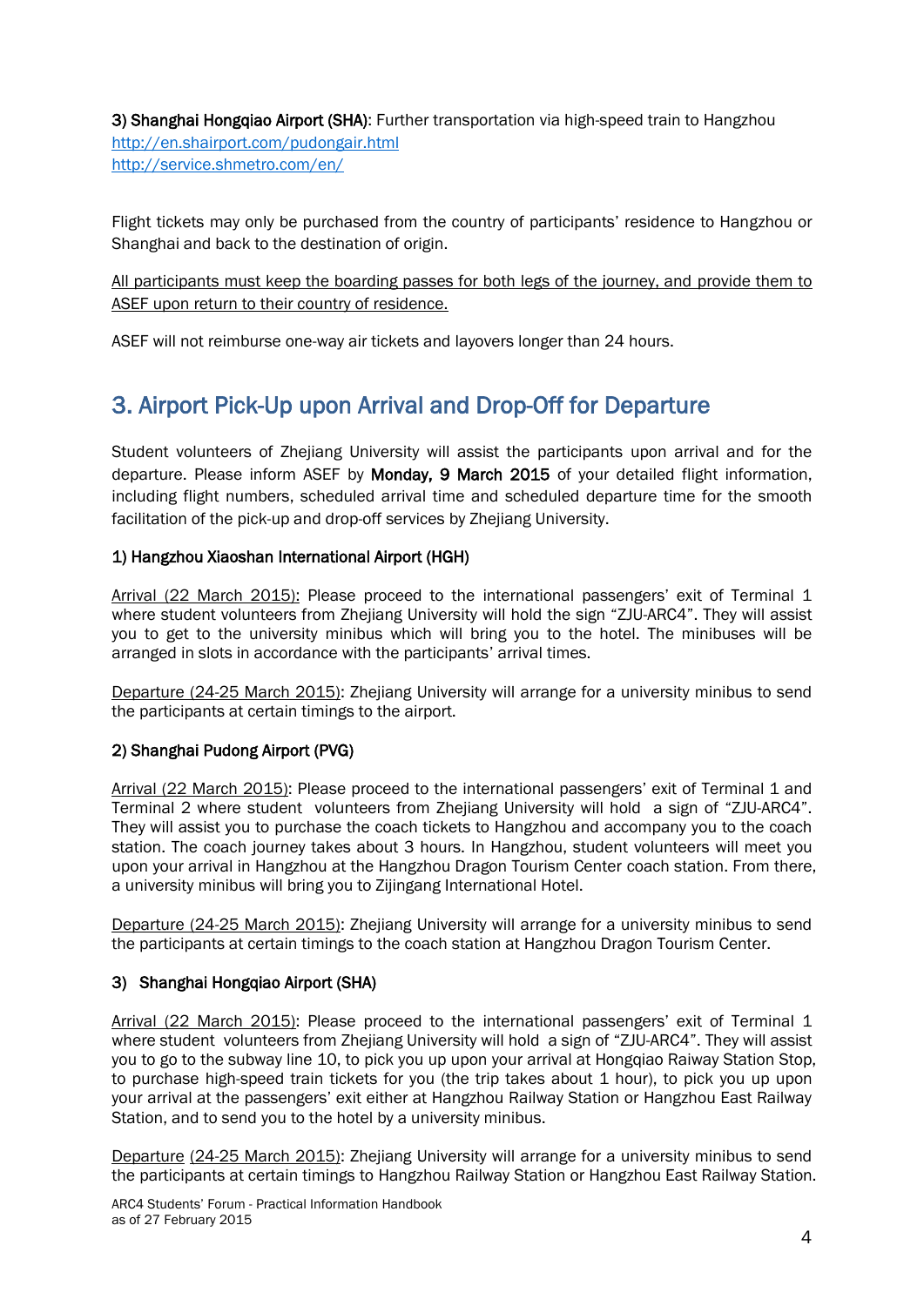**3) Shanghai Hongqiao Airport (SHA)**: Further transportation via high-speed train to Hangzhou
http://en.shairport.com/pudongair.html
http://service.shmetro.com/en/

Flight tickets may only be purchased from the country of participants' residence to Hangzhou or Shanghai and back to the destination of origin.

All participants must keep the boarding passes for both legs of the journey, and provide them to ASEF upon return to their country of residence.

ASEF will not reimburse one-way air tickets and layovers longer than 24 hours.

## 3. Airport Pick-Up upon Arrival and Drop-Off for Departure

Student volunteers of Zhejiang University will assist the participants upon arrival and for the departure. Please inform ASEF by **Monday, 9 March 2015** of your detailed flight information, including flight numbers, scheduled arrival time and scheduled departure time for the smooth facilitation of the pick-up and drop-off services by Zhejiang University.

**1) Hangzhou Xiaoshan International Airport (HGH)**

Arrival (22 March 2015): Please proceed to the international passengers' exit of Terminal 1 where student volunteers from Zhejiang University will hold the sign "ZJU-ARC4". They will assist you to get to the university minibus which will bring you to the hotel. The minibuses will be arranged in slots in accordance with the participants' arrival times.

Departure (24-25 March 2015): Zhejiang University will arrange for a university minibus to send the participants at certain timings to the airport.

**2) Shanghai Pudong Airport (PVG)**

Arrival (22 March 2015): Please proceed to the international passengers' exit of Terminal 1 and Terminal 2 where student volunteers from Zhejiang University will hold a sign of "ZJU-ARC4". They will assist you to purchase the coach tickets to Hangzhou and accompany you to the coach station. The coach journey takes about 3 hours. In Hangzhou, student volunteers will meet you upon your arrival in Hangzhou at the Hangzhou Dragon Tourism Center coach station. From there, a university minibus will bring you to Zijingang International Hotel.

Departure (24-25 March 2015): Zhejiang University will arrange for a university minibus to send the participants at certain timings to the coach station at Hangzhou Dragon Tourism Center.

**3) Shanghai Hongqiao Airport (SHA)**

Arrival (22 March 2015): Please proceed to the international passengers' exit of Terminal 1 where student volunteers from Zhejiang University will hold a sign of "ZJU-ARC4". They will assist you to go to the subway line 10, to pick you up upon your arrival at Hongqiao Raiway Station Stop, to purchase high-speed train tickets for you (the trip takes about 1 hour), to pick you up upon your arrival at the passengers' exit either at Hangzhou Railway Station or Hangzhou East Railway Station, and to send you to the hotel by a university minibus.

Departure (24-25 March 2015): Zhejiang University will arrange for a university minibus to send the participants at certain timings to Hangzhou Railway Station or Hangzhou East Railway Station.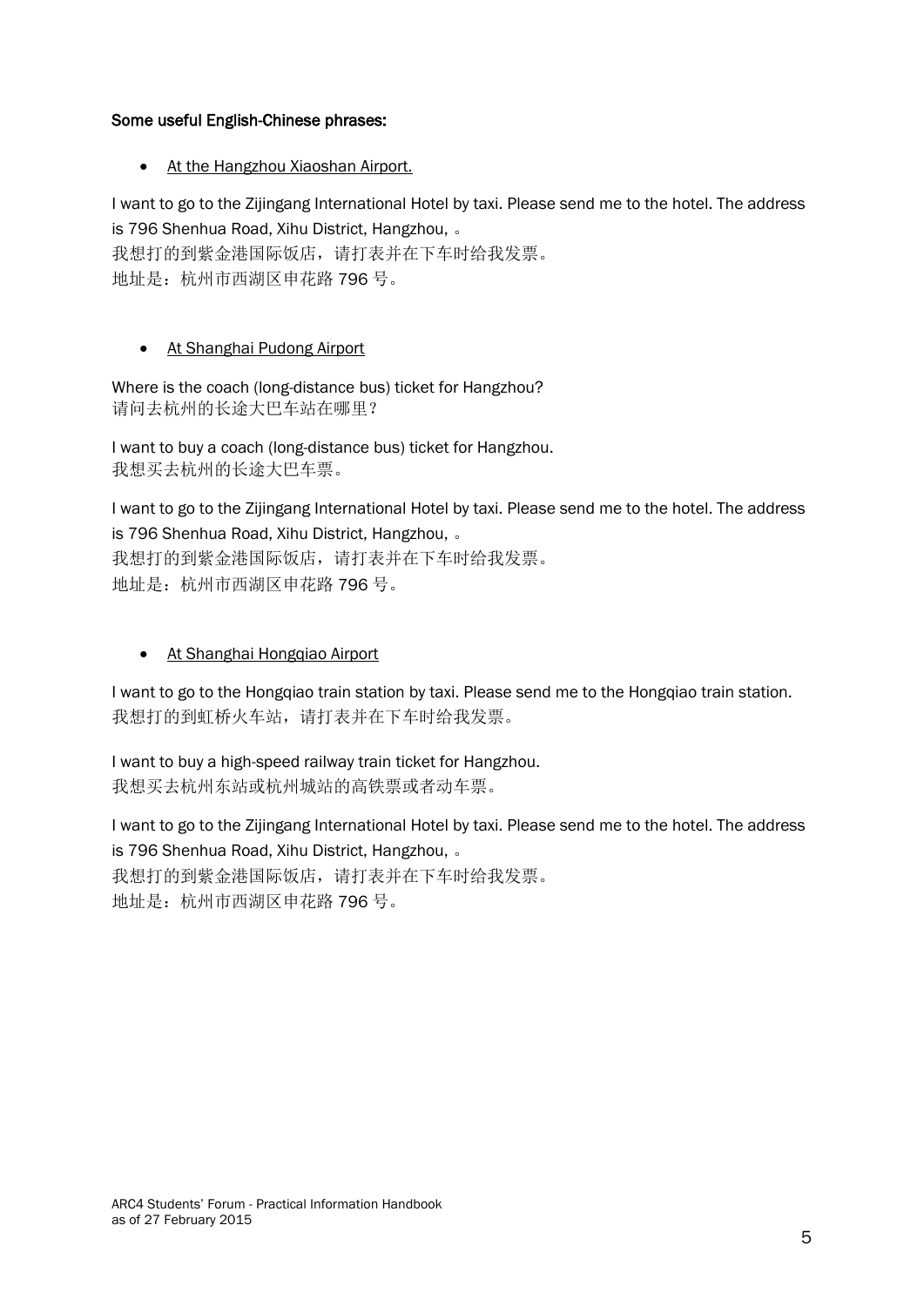**Some useful English-Chinese phrases:**

- At the Hangzhou Xiaoshan Airport.

I want to go to the Zijingang International Hotel by taxi. Please send me to the hotel. The address is 796 Shenhua Road, Xihu District, Hangzhou, 。
我想打的到紫金港国际饭店，请打表并在下车时给我发票。
地址是：杭州市西湖区申花路 796 号。

- At Shanghai Pudong Airport

Where is the coach (long-distance bus) ticket for Hangzhou?
请问去杭州的长途大巴车站在哪里？

I want to buy a coach (long-distance bus) ticket for Hangzhou.
我想买去杭州的长途大巴车票。

I want to go to the Zijingang International Hotel by taxi. Please send me to the hotel. The address is 796 Shenhua Road, Xihu District, Hangzhou, 。
我想打的到紫金港国际饭店，请打表并在下车时给我发票。
地址是：杭州市西湖区申花路 796 号。

- At Shanghai Hongqiao Airport

I want to go to the Hongqiao train station by taxi. Please send me to the Hongqiao train station.
我想打的到虹桥火车站，请打表并在下车时给我发票。

I want to buy a high-speed railway train ticket for Hangzhou.
我想买去杭州东站或杭州城站的高铁票或者动车票。

I want to go to the Zijingang International Hotel by taxi. Please send me to the hotel. The address is 796 Shenhua Road, Xihu District, Hangzhou, 。
我想打的到紫金港国际饭店，请打表并在下车时给我发票。
地址是：杭州市西湖区申花路 796 号。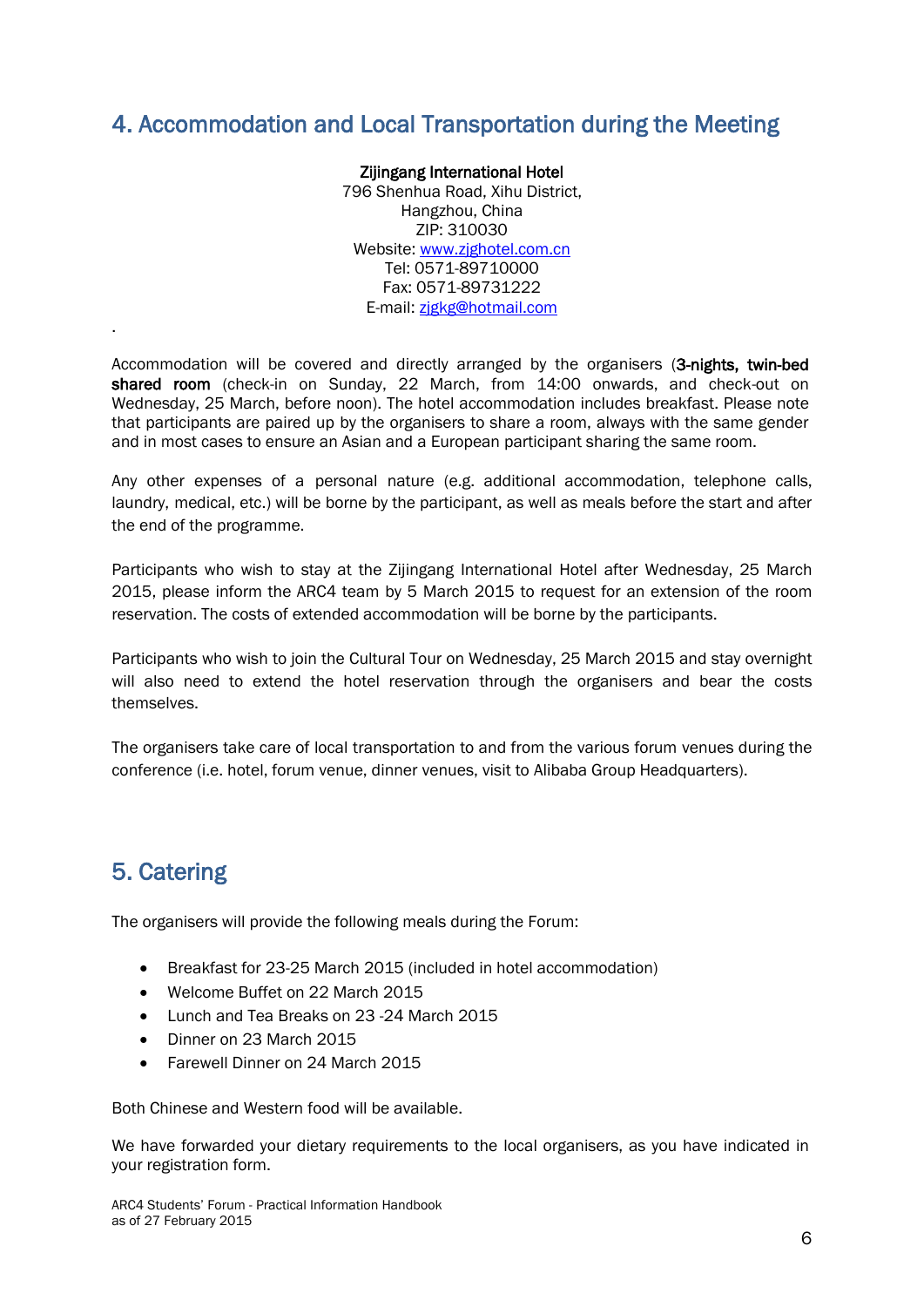## 4. Accommodation and Local Transportation during the Meeting

**Zijingang International Hotel**
796 Shenhua Road, Xihu District,
Hangzhou, China
ZIP: 310030
Website: www.zjghotel.com.cn
Tel: 0571-89710000
Fax: 0571-89731222
E-mail: zjgkg@hotmail.com

.

Accommodation will be covered and directly arranged by the organisers (**3-nights, twin-bed shared room** (check-in on Sunday, 22 March, from 14:00 onwards, and check-out on Wednesday, 25 March, before noon). The hotel accommodation includes breakfast. Please note that participants are paired up by the organisers to share a room, always with the same gender and in most cases to ensure an Asian and a European participant sharing the same room.

Any other expenses of a personal nature (e.g. additional accommodation, telephone calls, laundry, medical, etc.) will be borne by the participant, as well as meals before the start and after the end of the programme.

Participants who wish to stay at the Zijingang International Hotel after Wednesday, 25 March 2015, please inform the ARC4 team by 5 March 2015 to request for an extension of the room reservation. The costs of extended accommodation will be borne by the participants.

Participants who wish to join the Cultural Tour on Wednesday, 25 March 2015 and stay overnight will also need to extend the hotel reservation through the organisers and bear the costs themselves.

The organisers take care of local transportation to and from the various forum venues during the conference (i.e. hotel, forum venue, dinner venues, visit to Alibaba Group Headquarters).

## 5. Catering

The organisers will provide the following meals during the Forum:

- Breakfast for 23-25 March 2015 (included in hotel accommodation)
- Welcome Buffet on 22 March 2015
- Lunch and Tea Breaks on 23 -24 March 2015
- Dinner on 23 March 2015
- Farewell Dinner on 24 March 2015

Both Chinese and Western food will be available.

We have forwarded your dietary requirements to the local organisers, as you have indicated in your registration form.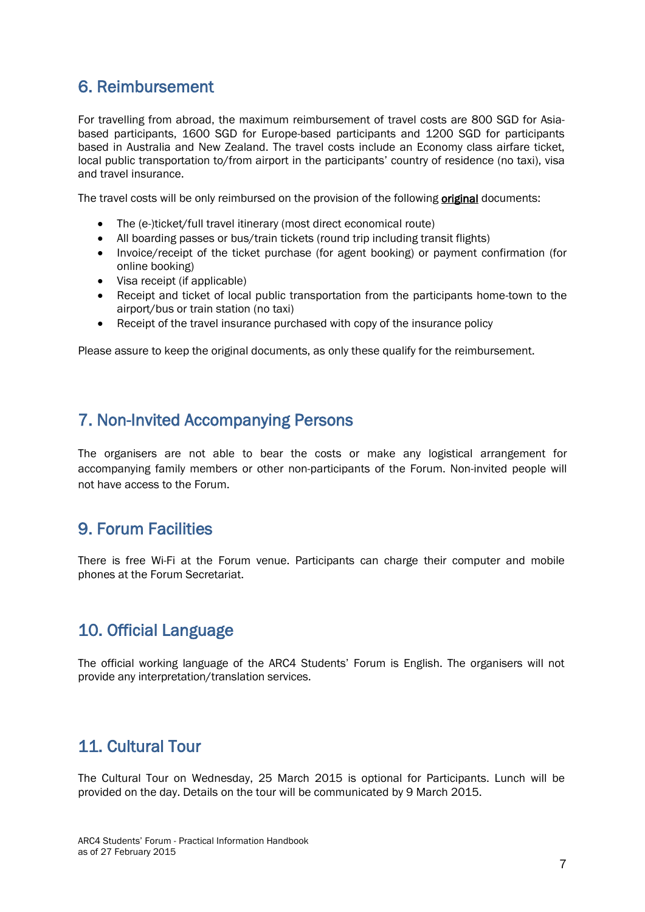## 6. Reimbursement

For travelling from abroad, the maximum reimbursement of travel costs are 800 SGD for Asia-based participants, 1600 SGD for Europe-based participants and 1200 SGD for participants based in Australia and New Zealand. The travel costs include an Economy class airfare ticket, local public transportation to/from airport in the participants' country of residence (no taxi), visa and travel insurance.

The travel costs will be only reimbursed on the provision of the following **original** documents:

- The (e-)ticket/full travel itinerary (most direct economical route)
- All boarding passes or bus/train tickets (round trip including transit flights)
- Invoice/receipt of the ticket purchase (for agent booking) or payment confirmation (for online booking)
- Visa receipt (if applicable)
- Receipt and ticket of local public transportation from the participants home-town to the airport/bus or train station (no taxi)
- Receipt of the travel insurance purchased with copy of the insurance policy

Please assure to keep the original documents, as only these qualify for the reimbursement.

## 7. Non-Invited Accompanying Persons

The organisers are not able to bear the costs or make any logistical arrangement for accompanying family members or other non-participants of the Forum. Non-invited people will not have access to the Forum.

## 9. Forum Facilities

There is free Wi-Fi at the Forum venue. Participants can charge their computer and mobile phones at the Forum Secretariat.

## 10. Official Language

The official working language of the ARC4 Students' Forum is English. The organisers will not provide any interpretation/translation services.

## 11. Cultural Tour

The Cultural Tour on Wednesday, 25 March 2015 is optional for Participants. Lunch will be provided on the day. Details on the tour will be communicated by 9 March 2015.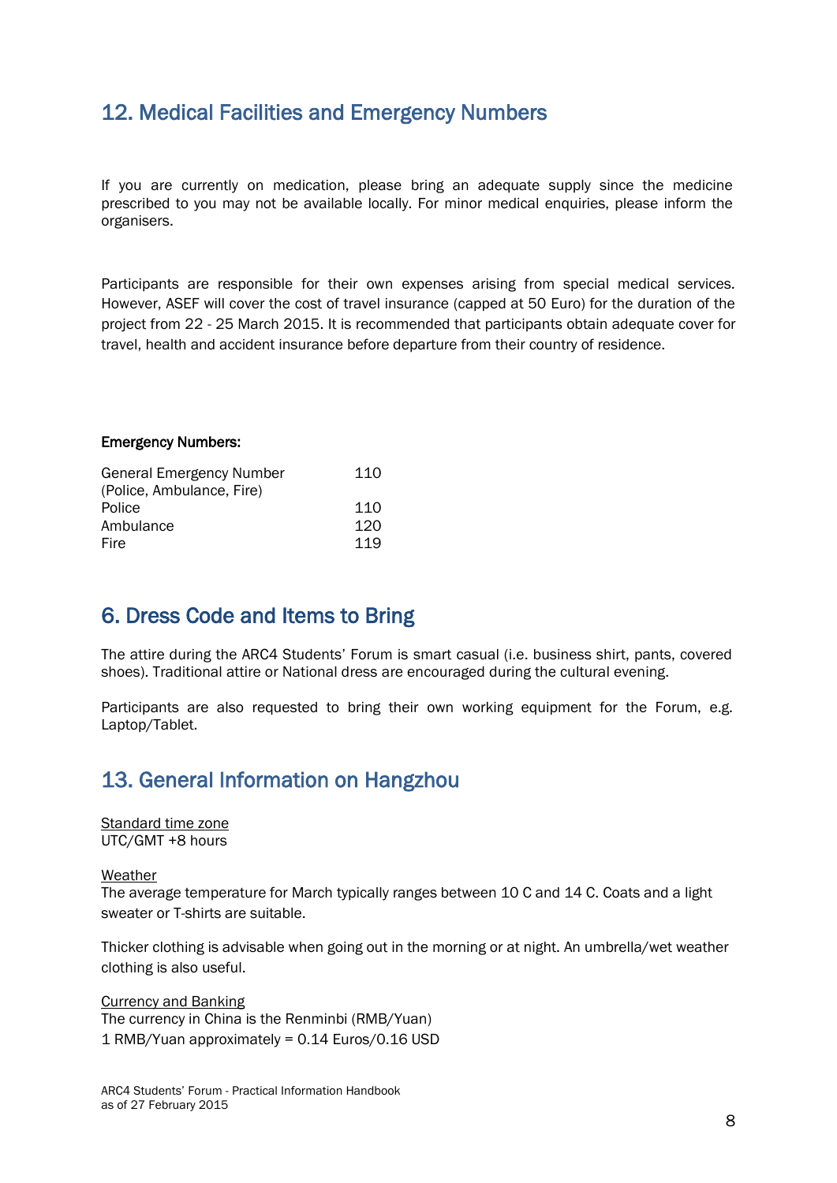## 12. Medical Facilities and Emergency Numbers

If you are currently on medication, please bring an adequate supply since the medicine prescribed to you may not be available locally. For minor medical enquiries, please inform the organisers.

Participants are responsible for their own expenses arising from special medical services. However, ASEF will cover the cost of travel insurance (capped at 50 Euro) for the duration of the project from 22 - 25 March 2015. It is recommended that participants obtain adequate cover for travel, health and accident insurance before departure from their country of residence.

**Emergency Numbers:**

| | |
|---|---|
| General Emergency Number (Police, Ambulance, Fire) | 110 |
| Police | 110 |
| Ambulance | 120 |
| Fire | 119 |

## 6. Dress Code and Items to Bring

The attire during the ARC4 Students' Forum is smart casual (i.e. business shirt, pants, covered shoes). Traditional attire or National dress are encouraged during the cultural evening.

Participants are also requested to bring their own working equipment for the Forum, e.g. Laptop/Tablet.

## 13. General Information on Hangzhou

Standard time zone
UTC/GMT +8 hours

Weather
The average temperature for March typically ranges between 10 C and 14 C. Coats and a light sweater or T-shirts are suitable.

Thicker clothing is advisable when going out in the morning or at night. An umbrella/wet weather clothing is also useful.

Currency and Banking
The currency in China is the Renminbi (RMB/Yuan)
1 RMB/Yuan approximately = 0.14 Euros/0.16 USD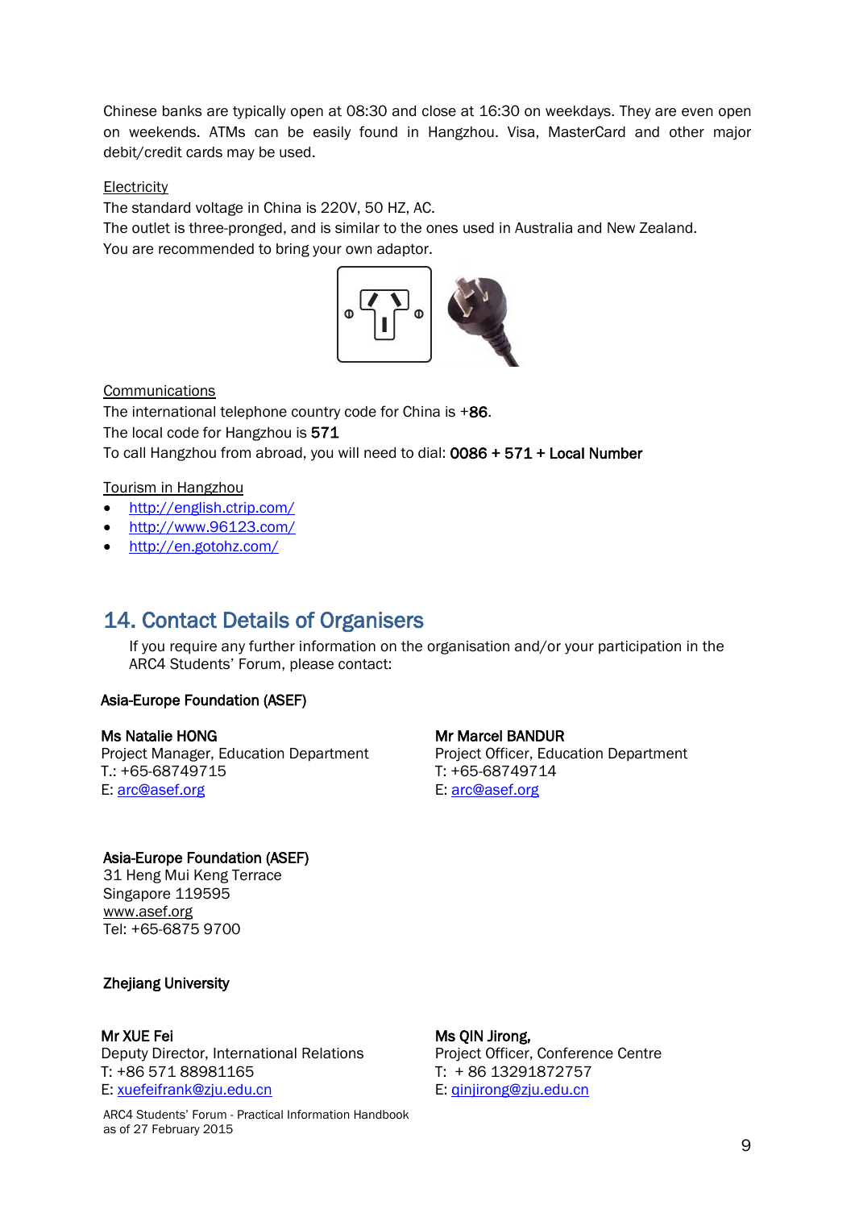Chinese banks are typically open at 08:30 and close at 16:30 on weekdays. They are even open on weekends. ATMs can be easily found in Hangzhou. Visa, MasterCard and other major debit/credit cards may be used.

Electricity

The standard voltage in China is 220V, 50 HZ, AC.
The outlet is three-pronged, and is similar to the ones used in Australia and New Zealand.
You are recommended to bring your own adaptor.

Communications

The international telephone country code for China is +**86**.
The local code for Hangzhou is **571**
To call Hangzhou from abroad, you will need to dial: **0086 + 571 + Local Number**

Tourism in Hangzhou

- http://english.ctrip.com/
- http://www.96123.com/
- http://en.gotohz.com/

## 14. Contact Details of Organisers

If you require any further information on the organisation and/or your participation in the ARC4 Students' Forum, please contact:

**Asia-Europe Foundation (ASEF)**

**Ms Natalie HONG**
Project Manager, Education Department
T.: +65-68749715
E: arc@asef.org

**Mr Marcel BANDUR**
Project Officer, Education Department
T: +65-68749714
E: arc@asef.org

**Asia-Europe Foundation (ASEF)**
31 Heng Mui Keng Terrace
Singapore 119595
www.asef.org
Tel: +65-6875 9700

**Zhejiang University**

**Mr XUE Fei**
Deputy Director, International Relations
T: +86 571 88981165
E: xuefeifrank@zju.edu.cn

**Ms QIN Jirong,**
Project Officer, Conference Centre
T: + 86 13291872757
E: qinjirong@zju.edu.cn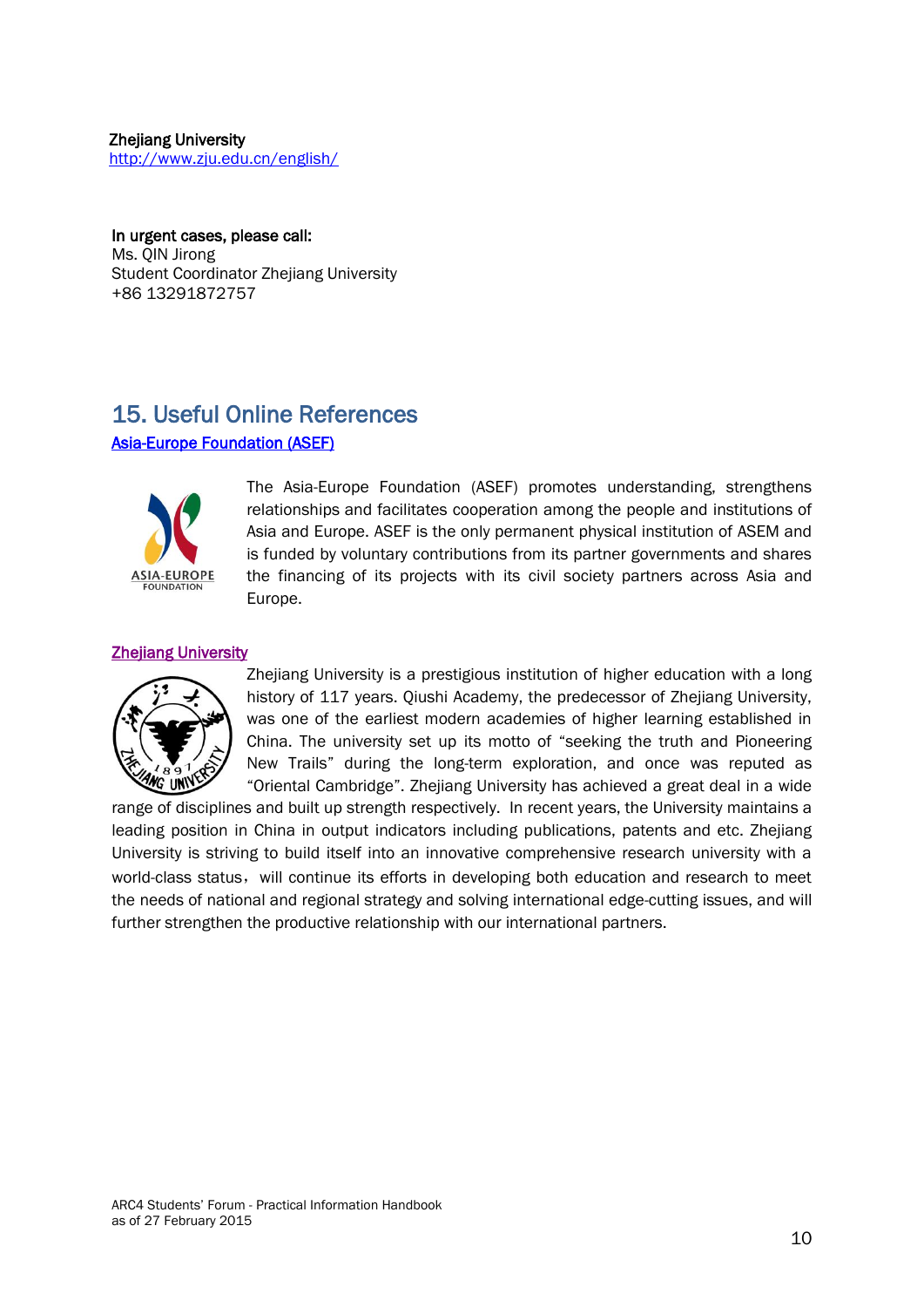**Zhejiang University**
http://www.zju.edu.cn/english/

**In urgent cases, please call:**
Ms. QIN Jirong
Student Coordinator Zhejiang University
+86 13291872757

## 15. Useful Online References

[Asia-Europe Foundation (ASEF)](#)

The Asia-Europe Foundation (ASEF) promotes understanding, strengthens relationships and facilitates cooperation among the people and institutions of Asia and Europe. ASEF is the only permanent physical institution of ASEM and is funded by voluntary contributions from its partner governments and shares the financing of its projects with its civil society partners across Asia and Europe.

[Zhejiang University](#)

Zhejiang University is a prestigious institution of higher education with a long history of 117 years. Qiushi Academy, the predecessor of Zhejiang University, was one of the earliest modern academies of higher learning established in China. The university set up its motto of "seeking the truth and Pioneering New Trails" during the long-term exploration, and once was reputed as "Oriental Cambridge". Zhejiang University has achieved a great deal in a wide range of disciplines and built up strength respectively. In recent years, the University maintains a leading position in China in output indicators including publications, patents and etc. Zhejiang University is striving to build itself into an innovative comprehensive research university with a world-class status，will continue its efforts in developing both education and research to meet the needs of national and regional strategy and solving international edge-cutting issues, and will further strengthen the productive relationship with our international partners.

ARC4 Students' Forum - Practical Information Handbook
as of 27 February 2015